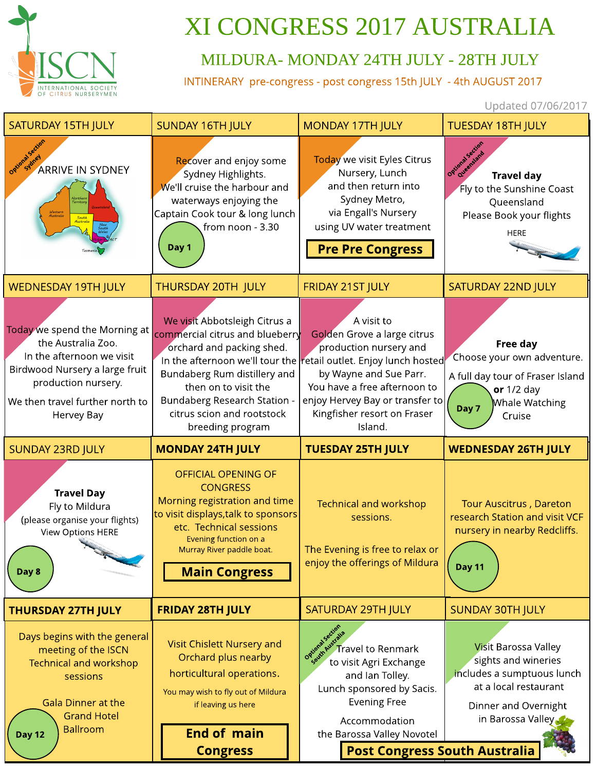# XI CONGRESS 2017 AUSTRALIA

## MILDURA- MONDAY 24TH JULY - 28TH JULY

INTINERARY pre-congress - post congress 15th JULY - 4th AUGUST 2017

Updated 07/06/2017

ISCN INTERNATIONAL SOCIETY OF CITRUS NURSERYMEN

### SATURDAY 15TH JULY

*Optional Section Sydney*

ARRIVE IN SYDNEY

### SUNDAY 16TH JULY

Recover and enjoy some Sydney Highlights. We'll cruise the harbour and waterways enjoying the Captain Cook tour & long lunch from noon - 3.30

Day 1

### MONDAY 17TH JULY

Today we visit Eyles Citrus Nursery, Lunch and then return into Sydney Metro, via Engall's Nursery using UV water treatment

**Pre Pre Congress**

### TUESDAY 18TH JULY

*Optional Section Queensland*

**Travel day**

Fly to the Sunshine Coast Queensland

Please Book your flights HERE

### WEDNESDAY 19TH JULY

Today we spend the Morning at the Australia Zoo. In the afternoon we visit Birdwood Nursery a large fruit production nursery.

We then travel further north to Hervey Bay

### THURSDAY 20TH JULY

We visit Abbotsleigh Citrus a commercial citrus and blueberry orchard and packing shed. In the afternoon we'll tour the Bundaberg Rum distillery and then on to visit the Bundaberg Research Station - citrus scion and rootstock breeding program

### FRIDAY 21ST JULY

A visit to Golden Grove a large citrus production nursery and retail outlet. Enjoy lunch hosted by Wayne and Sue Parr. You have a free afternoon to enjoy Hervey Bay or transfer to Kingfisher resort on Fraser Island.

### SATURDAY 22ND JULY

**Free day**

Choose your own adventure.

A full day tour of Fraser Island **or** 1/2 day Whale Watching Cruise

Day 7

### SUNDAY 23RD JULY

**Travel Day**

Fly to Mildura (please organise your flights)

View Options HERE

Day 8

### MONDAY 24TH JULY

OFFICIAL OPENING OF CONGRESS

Morning registration and time to visit displays,talk to sponsors etc. Technical sessions

Evening function on a Murray River paddle boat.

**Main Congress**

### TUESDAY 25TH JULY

Technical and workshop sessions.

The Evening is free to relax or enjoy the offerings of Mildura

### WEDNESDAY 26TH JULY

Tour Auscitrus , Dareton research Station and visit VCF nursery in nearby Redcliffs.

Day 11

### THURSDAY 27TH JULY

Days begins with the general meeting of the ISCN Technical and workshop sessions

Gala Dinner at the Grand Hotel Ballroom

Day 12

### FRIDAY 28TH JULY

Visit Chislett Nursery and Orchard plus nearby horticultural operations.

You may wish to fly out of Mildura if leaving us here

**End of main Congress**

### SATURDAY 29TH JULY

*Optional Section South Australia*

Travel to Renmark to visit Agri Exchange and Ian Tolley. Lunch sponsored by Sacis. Evening Free

Accommodation the Barossa Valley Novotel

### SUNDAY 30TH JULY

Visit Barossa Valley sights and wineries includes a sumptuous lunch at a local restaurant

Dinner and Overnight in Barossa Valley

**Post Congress South Australia**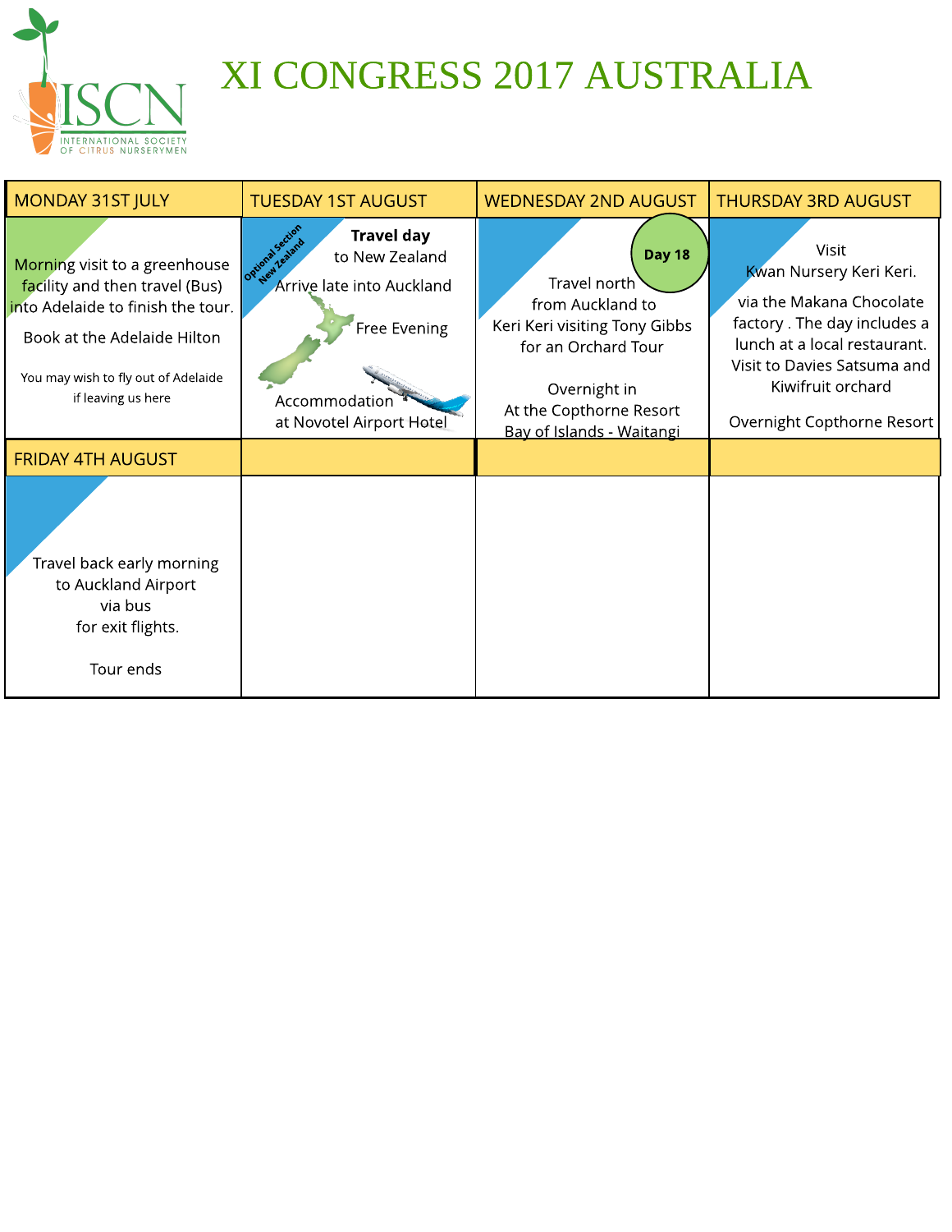# XI CONGRESS 2017 AUSTRALIA

ISCN
INTERNATIONAL SOCIETY OF CITRUS NURSERYMEN

| MONDAY 31ST JULY | TUESDAY 1ST AUGUST | WEDNESDAY 2ND AUGUST | THURSDAY 3RD AUGUST |
|---|---|---|---|
| Morning visit to a greenhouse facility and then travel (Bus) into Adelaide to finish the tour.<br><br>Book at the Adelaide Hilton<br><br>You may wish to fly out of Adelaide if leaving us here | Optional Section New Zealand<br><br>**Travel day** to New Zealand<br><br>Arrive late into Auckland<br><br>Free Evening<br><br>Accommodation at Novotel Airport Hotel | **Day 18**<br><br>Travel north from Auckland to Keri Keri visiting Tony Gibbs for an Orchard Tour<br><br>Overnight in At the Copthorne Resort Bay of Islands - Waitangi | Visit Kwan Nursery Keri Keri.<br><br>via the Makana Chocolate factory . The day includes a lunch at a local restaurant. Visit to Davies Satsuma and Kiwifruit orchard<br><br>Overnight Copthorne Resort |
| **FRIDAY 4TH AUGUST** | | | |
| Travel back early morning to Auckland Airport via bus for exit flights.<br><br>Tour ends | | | |